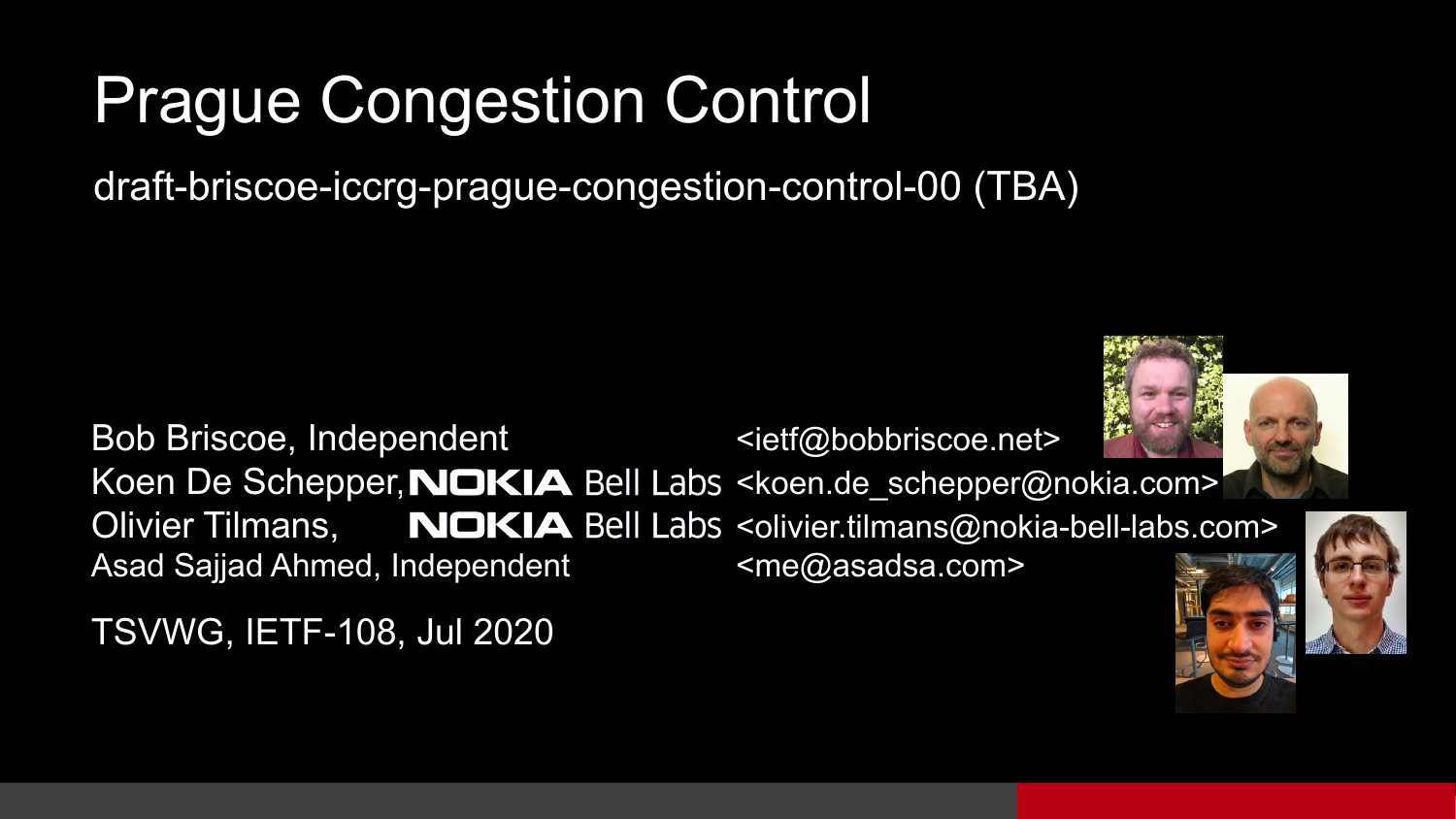# Prague Congestion Control

draft-briscoe-iccrg-prague-congestion-control-00 (TBA)

Bob Briscoe, Independent <ietf@bobbriscoe.net>
Koen De Schepper, NOKIA Bell Labs <koen.de_schepper@nokia.com>
Olivier Tilmans, NOKIA Bell Labs <olivier.tilmans@nokia-bell-labs.com>
Asad Sajjad Ahmed, Independent <me@asadsa.com>

TSVWG, IETF-108, Jul 2020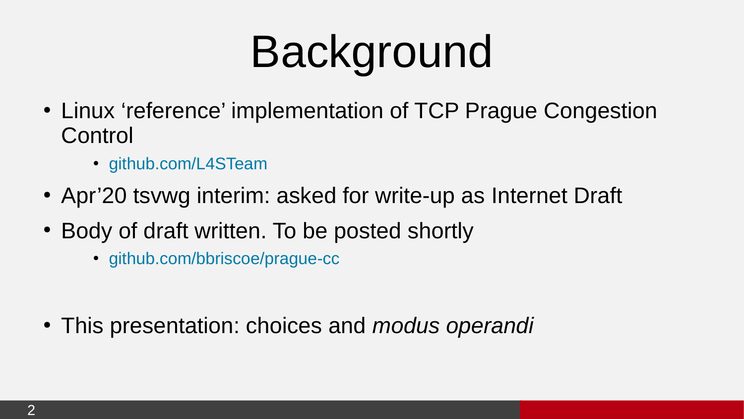# Background

- Linux ‘reference’ implementation of TCP Prague Congestion Control
  - github.com/L4STeam
- Apr’20 tsvwg interim: asked for write-up as Internet Draft
- Body of draft written. To be posted shortly
  - github.com/bbriscoe/prague-cc
- This presentation: choices and *modus operandi*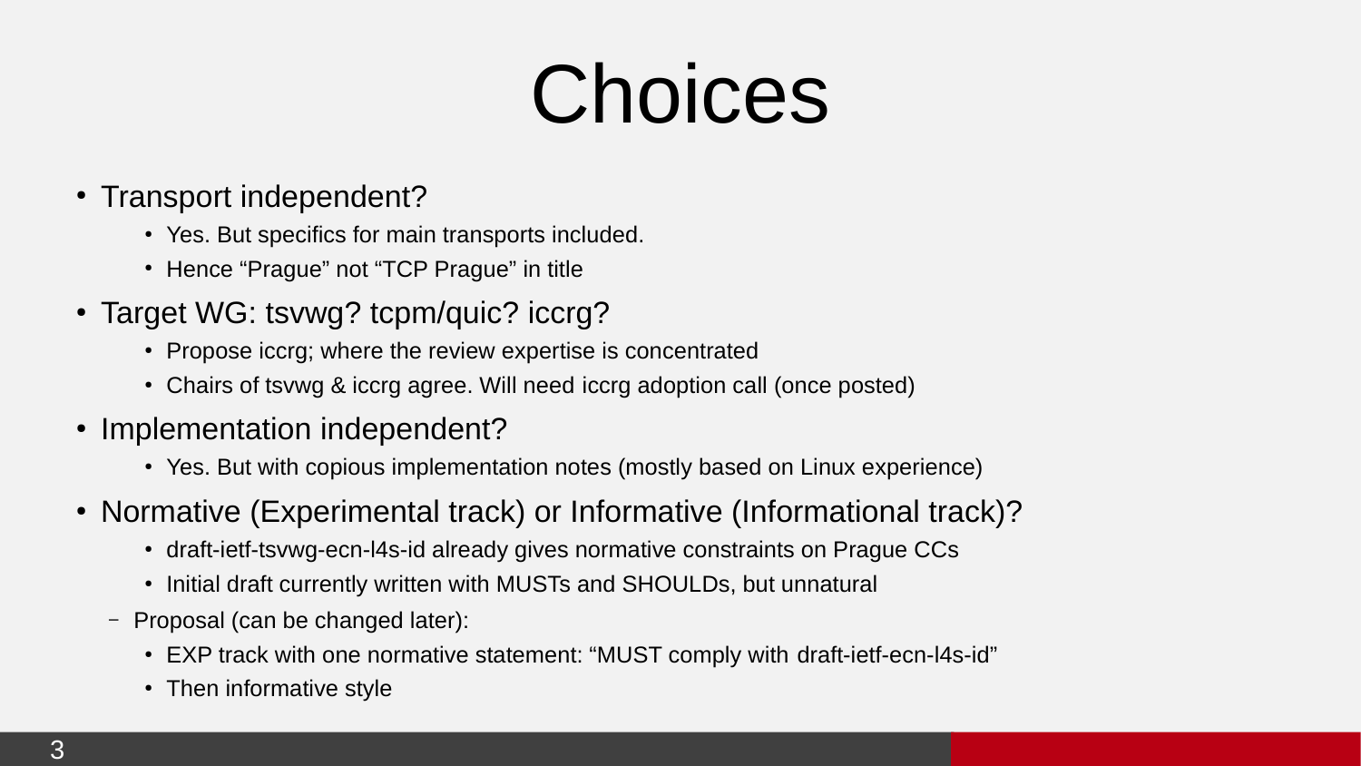# Choices

- Transport independent?
  - Yes. But specifics for main transports included.
  - Hence “Prague” not “TCP Prague” in title
- Target WG: tsvwg? tcpm/quic? iccrg?
  - Propose iccrg; where the review expertise is concentrated
  - Chairs of tsvwg & iccrg agree. Will need iccrg adoption call (once posted)
- Implementation independent?
  - Yes. But with copious implementation notes (mostly based on Linux experience)
- Normative (Experimental track) or Informative (Informational track)?
  - draft-ietf-tsvwg-ecn-l4s-id already gives normative constraints on Prague CCs
  - Initial draft currently written with MUSTs and SHOULDs, but unnatural
  - Proposal (can be changed later):
    - EXP track with one normative statement: “MUST comply with draft-ietf-ecn-l4s-id”
    - Then informative style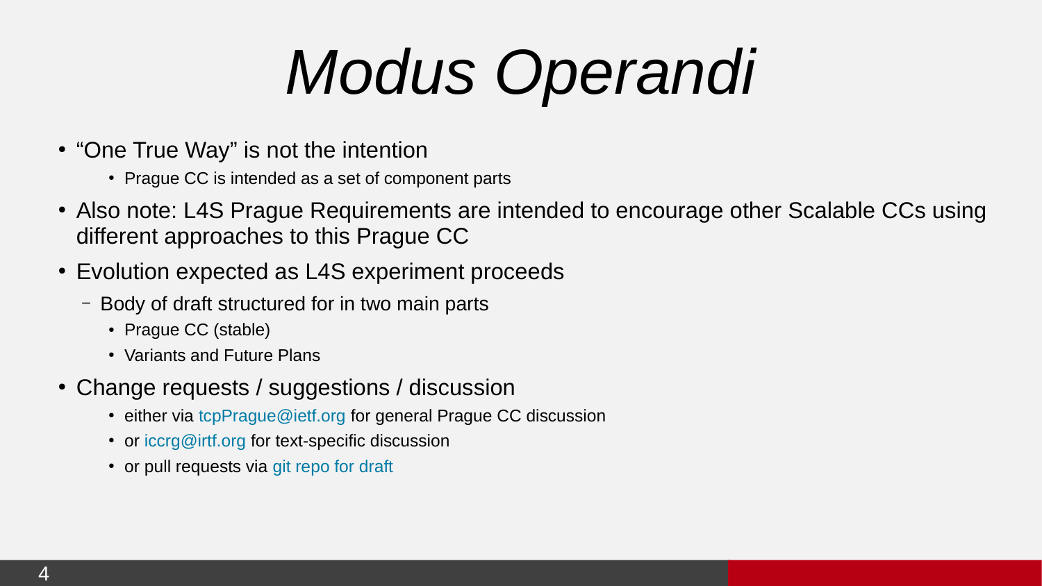# *Modus Operandi*

- “One True Way” is not the intention
    - Prague CC is intended as a set of component parts
- Also note: L4S Prague Requirements are intended to encourage other Scalable CCs using different approaches to this Prague CC
- Evolution expected as L4S experiment proceeds
    - Body of draft structured for in two main parts
        - Prague CC (stable)
        - Variants and Future Plans
- Change requests / suggestions / discussion
    - either via tcpPrague@ietf.org for general Prague CC discussion
    - or iccrg@irtf.org for text-specific discussion
    - or pull requests via git repo for draft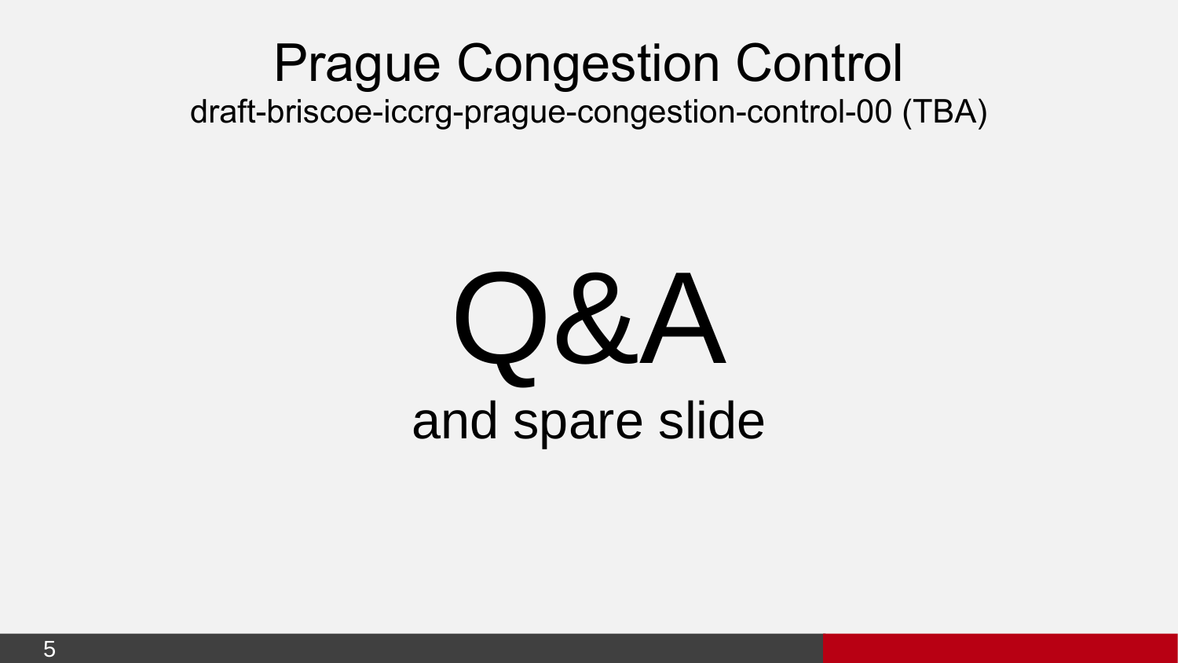# Prague Congestion Control

draft-briscoe-iccrg-prague-congestion-control-00 (TBA)

# Q&A

## and spare slide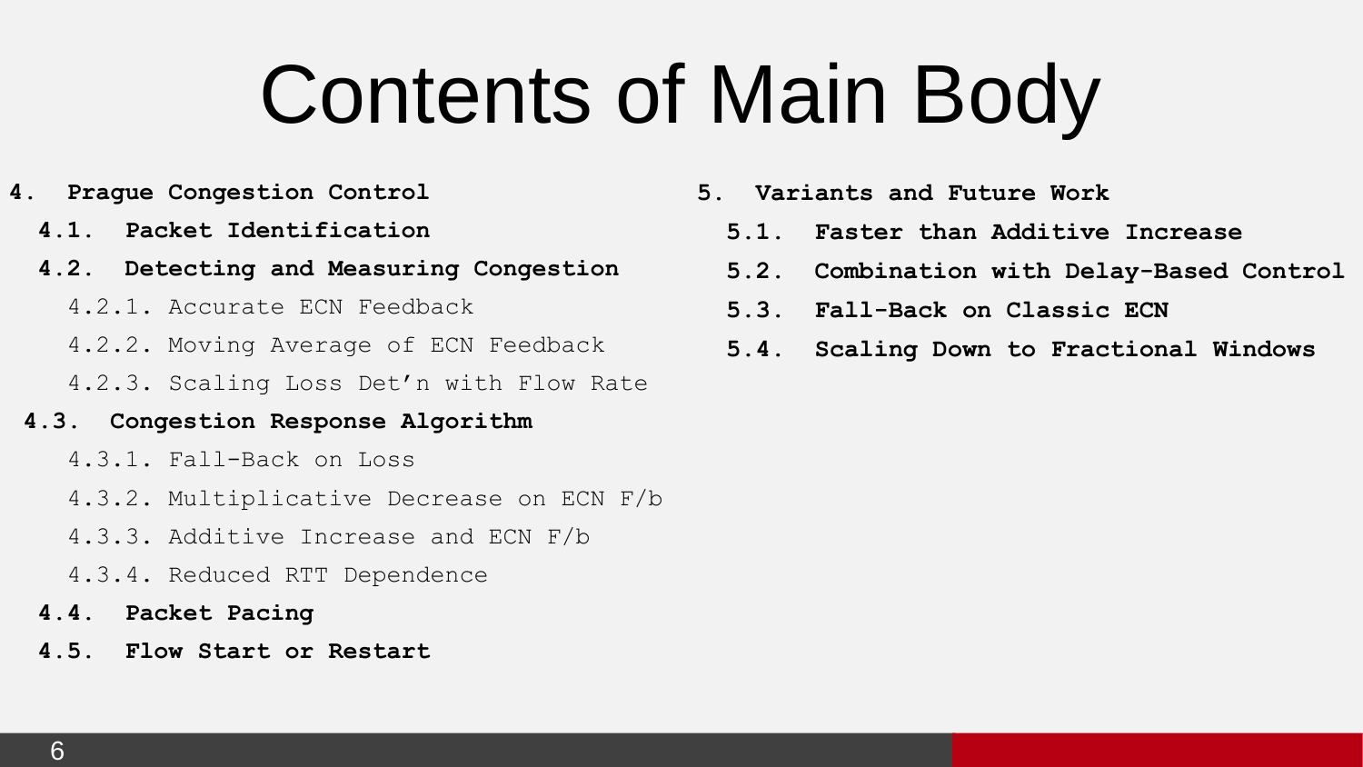# Contents of Main Body

- **4. Prague Congestion Control**
  - **4.1. Packet Identification**
  - **4.2. Detecting and Measuring Congestion**
    - 4.2.1. Accurate ECN Feedback
    - 4.2.2. Moving Average of ECN Feedback
    - 4.2.3. Scaling Loss Det’n with Flow Rate
  - **4.3. Congestion Response Algorithm**
    - 4.3.1. Fall-Back on Loss
    - 4.3.2. Multiplicative Decrease on ECN F/b
    - 4.3.3. Additive Increase and ECN F/b
    - 4.3.4. Reduced RTT Dependence
  - **4.4. Packet Pacing**
  - **4.5. Flow Start or Restart**
- **5. Variants and Future Work**
  - **5.1. Faster than Additive Increase**
  - **5.2. Combination with Delay-Based Control**
  - **5.3. Fall-Back on Classic ECN**
  - **5.4. Scaling Down to Fractional Windows**